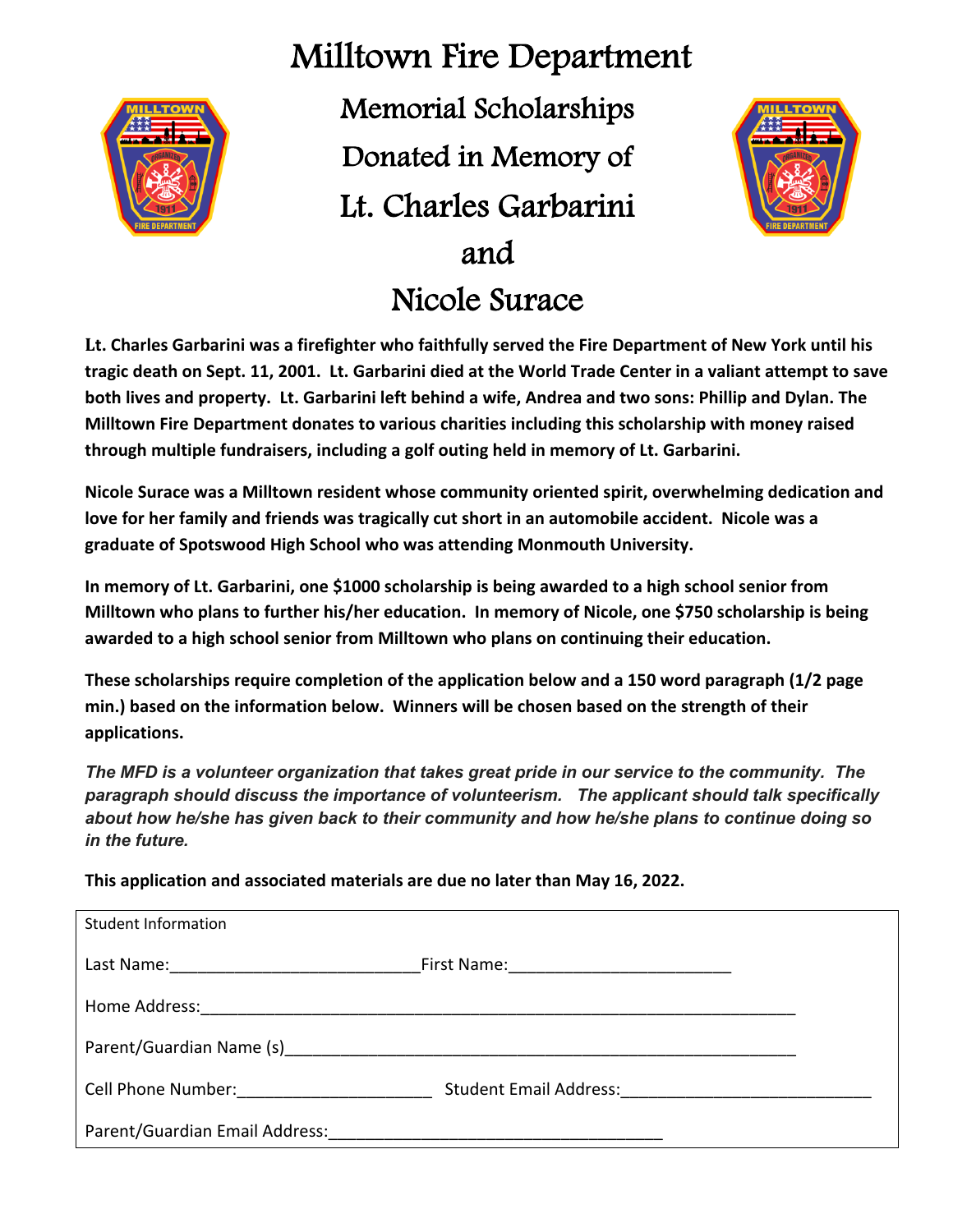# Milltown Fire Department

## Memorial Scholarships

## Donated in Memory of

## Lt. Charles Garbarini

## and

## Nicole Surace

**Lt. Charles Garbarini was a firefighter who faithfully served the Fire Department of New York until his tragic death on Sept. 11, 2001. Lt. Garbarini died at the World Trade Center in a valiant attempt to save both lives and property. Lt. Garbarini left behind a wife, Andrea and two sons: Phillip and Dylan. The Milltown Fire Department donates to various charities including this scholarship with money raised through multiple fundraisers, including a golf outing held in memory of Lt. Garbarini.**

**Nicole Surace was a Milltown resident whose community oriented spirit, overwhelming dedication and love for her family and friends was tragically cut short in an automobile accident. Nicole was a graduate of Spotswood High School who was attending Monmouth University.**

**In memory of Lt. Garbarini, one $1000 scholarship is being awarded to a high school senior from Milltown who plans to further his/her education. In memory of Nicole, one $750 scholarship is being awarded to a high school senior from Milltown who plans on continuing their education.**

**These scholarships require completion of the application below and a 150 word paragraph (1/2 page min.) based on the information below. Winners will be chosen based on the strength of their applications.**

***The MFD is a volunteer organization that takes great pride in our service to the community. The paragraph should discuss the importance of volunteerism. The applicant should talk specifically about how he/she has given back to their community and how he/she plans to continue doing so in the future.***

**This application and associated materials are due no later than May 16, 2022.**

Student Information

Last Name:___________________________ First Name:________________________

Home Address:_________________________________________________________________

Parent/Guardian Name (s)_______________________________________________________

Cell Phone Number:_____________________ Student Email Address:___________________________

Parent/Guardian Email Address:____________________________________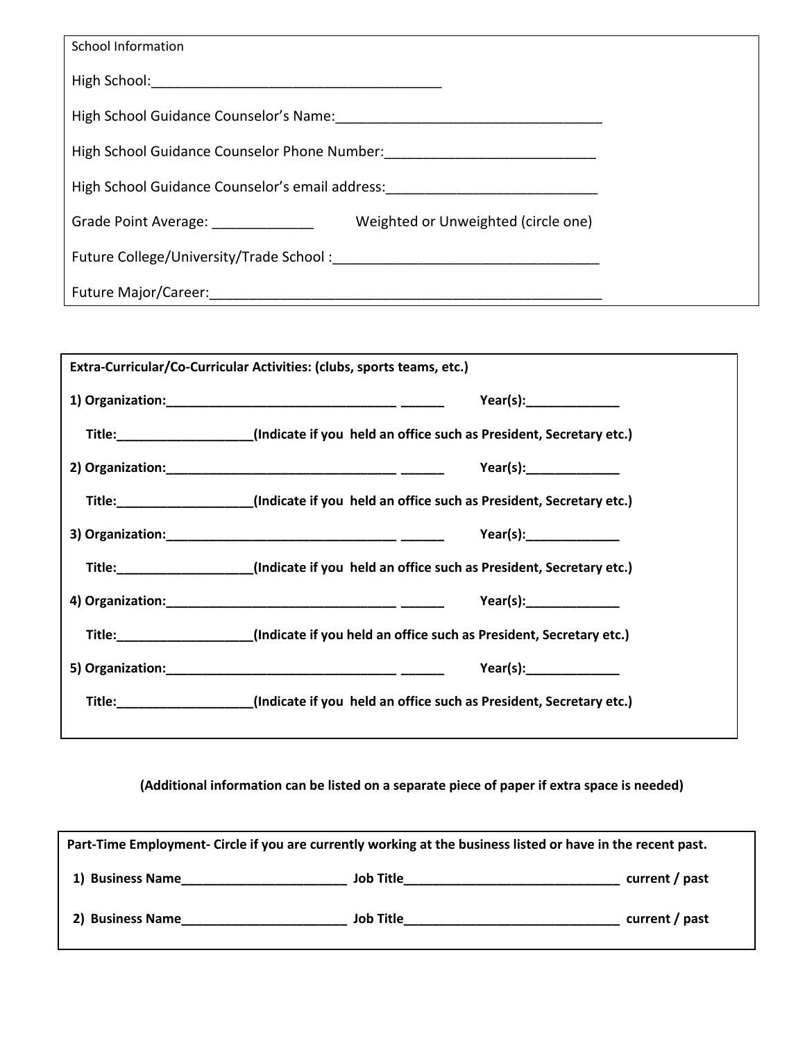School Information

High School:_______________________________________

High School Guidance Counselor's Name:___________________________________

High School Guidance Counselor Phone Number:___________________________

High School Guidance Counselor's email address:___________________________

Grade Point Average: _____________ Weighted or Unweighted (circle one)

Future College/University/Trade School :__________________________________

Future Major/Career:___________________________________________________

**Extra-Curricular/Co-Curricular Activities: (clubs, sports teams, etc.)**

**1) Organization:_______________________________ ______ Year(s):_____________**

**Title:__________________(Indicate if you held an office such as President, Secretary etc.)**

**2) Organization:_______________________________ ______ Year(s):_____________**

**Title:__________________(Indicate if you held an office such as President, Secretary etc.)**

**3) Organization:_______________________________ ______ Year(s):_____________**

**Title:__________________(Indicate if you held an office such as President, Secretary etc.)**

**4) Organization:_______________________________ ______ Year(s):_____________**

**Title:__________________(Indicate if you held an office such as President, Secretary etc.)**

**5) Organization:_______________________________ ______ Year(s):_____________**

**Title:__________________(Indicate if you held an office such as President, Secretary etc.)**

**(Additional information can be listed on a separate piece of paper if extra space is needed)**

**Part-Time Employment- Circle if you are currently working at the business listed or have in the recent past.**

**1) Business Name______________________ Job Title_____________________________ current / past**

**2) Business Name______________________ Job Title_____________________________ current / past**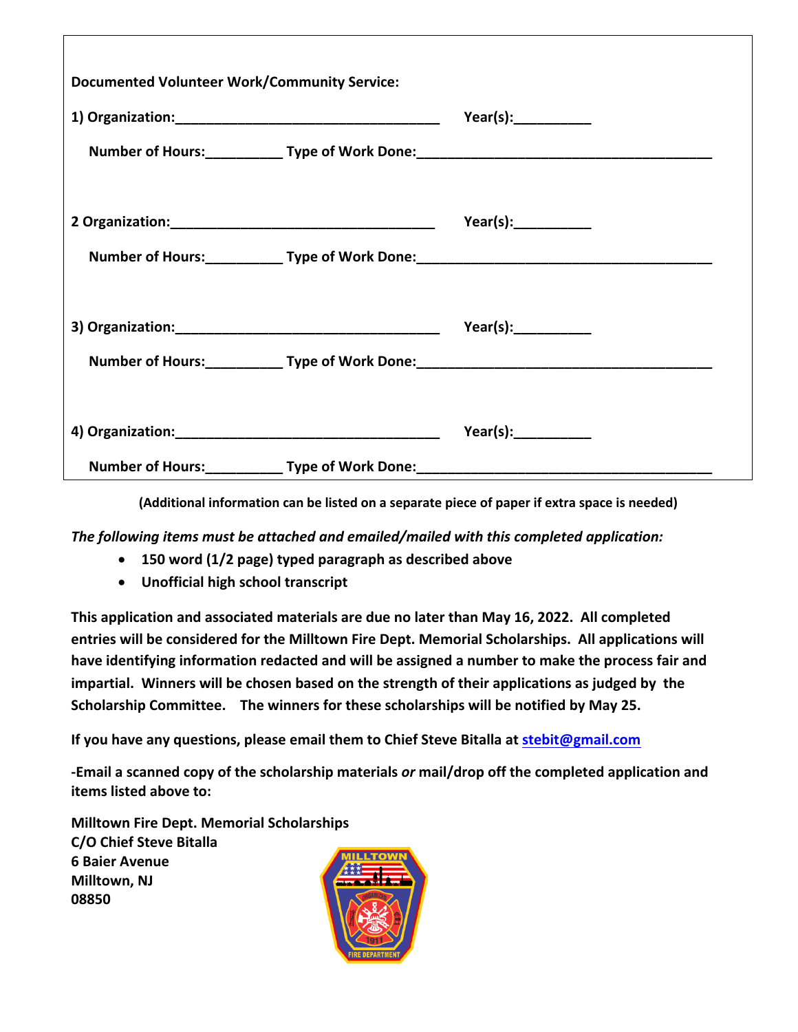**Documented Volunteer Work/Community Service:**

**1) Organization:**\_\_\_\_\_\_\_\_\_\_\_\_\_\_\_\_\_\_\_\_\_\_\_\_\_\_\_\_\_\_\_\_\_\_\_ **Year(s):**\_\_\_\_\_\_\_\_\_\_

**Number of Hours:**\_\_\_\_\_\_\_\_\_\_ **Type of Work Done:**\_\_\_\_\_\_\_\_\_\_\_\_\_\_\_\_\_\_\_\_\_\_\_\_\_\_\_\_\_\_\_\_\_\_\_\_\_\_\_

**2 Organization:**\_\_\_\_\_\_\_\_\_\_\_\_\_\_\_\_\_\_\_\_\_\_\_\_\_\_\_\_\_\_\_\_\_\_\_ **Year(s):**\_\_\_\_\_\_\_\_\_\_

**Number of Hours:**\_\_\_\_\_\_\_\_\_\_ **Type of Work Done:**\_\_\_\_\_\_\_\_\_\_\_\_\_\_\_\_\_\_\_\_\_\_\_\_\_\_\_\_\_\_\_\_\_\_\_\_\_\_\_

**3) Organization:**\_\_\_\_\_\_\_\_\_\_\_\_\_\_\_\_\_\_\_\_\_\_\_\_\_\_\_\_\_\_\_\_\_\_\_ **Year(s):**\_\_\_\_\_\_\_\_\_\_

**Number of Hours:**\_\_\_\_\_\_\_\_\_\_ **Type of Work Done:**\_\_\_\_\_\_\_\_\_\_\_\_\_\_\_\_\_\_\_\_\_\_\_\_\_\_\_\_\_\_\_\_\_\_\_\_\_\_\_

**4) Organization:**\_\_\_\_\_\_\_\_\_\_\_\_\_\_\_\_\_\_\_\_\_\_\_\_\_\_\_\_\_\_\_\_\_\_\_ **Year(s):**\_\_\_\_\_\_\_\_\_\_

**Number of Hours:**\_\_\_\_\_\_\_\_\_\_ **Type of Work Done:**\_\_\_\_\_\_\_\_\_\_\_\_\_\_\_\_\_\_\_\_\_\_\_\_\_\_\_\_\_\_\_\_\_\_\_\_\_\_\_

**(Additional information can be listed on a separate piece of paper if extra space is needed)**

***The following items must be attached and emailed/mailed with this completed application:***

- **150 word (1/2 page) typed paragraph as described above**
- **Unofficial high school transcript**

**This application and associated materials are due no later than May 16, 2022. All completed entries will be considered for the Milltown Fire Dept. Memorial Scholarships. All applications will have identifying information redacted and will be assigned a number to make the process fair and impartial. Winners will be chosen based on the strength of their applications as judged by the Scholarship Committee. The winners for these scholarships will be notified by May 25.**

**If you have any questions, please email them to Chief Steve Bitalla at stebit@gmail.com**

**-Email a scanned copy of the scholarship materials *or* mail/drop off the completed application and items listed above to:**

**Milltown Fire Dept. Memorial Scholarships**
**C/O Chief Steve Bitalla**
**6 Baier Avenue**
**Milltown, NJ**
**08850**